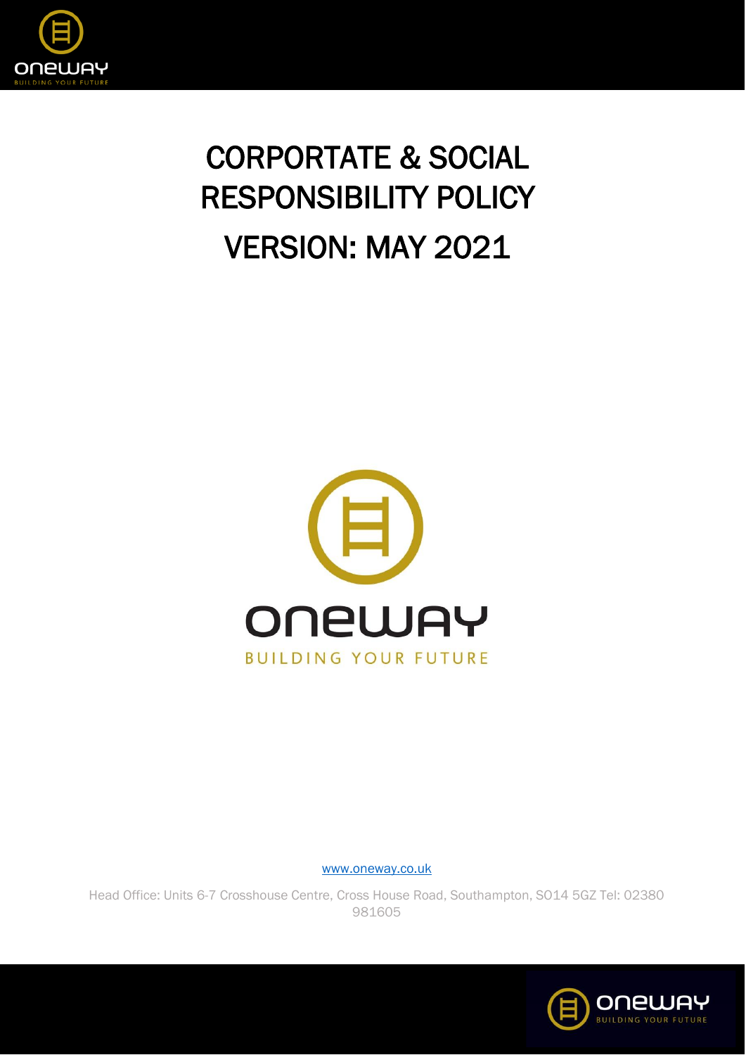# CORPORTATE & SOCIAL RESPONSIBILITY POLICY

# VERSION: MAY 2021

ONEWAY

BUILDING YOUR FUTURE

[www.oneway.co.uk](http://www.oneway.co.uk)

Head Office: Units 6-7 Crosshouse Centre, Cross House Road, Southampton, SO14 5GZ Tel: 02380 981605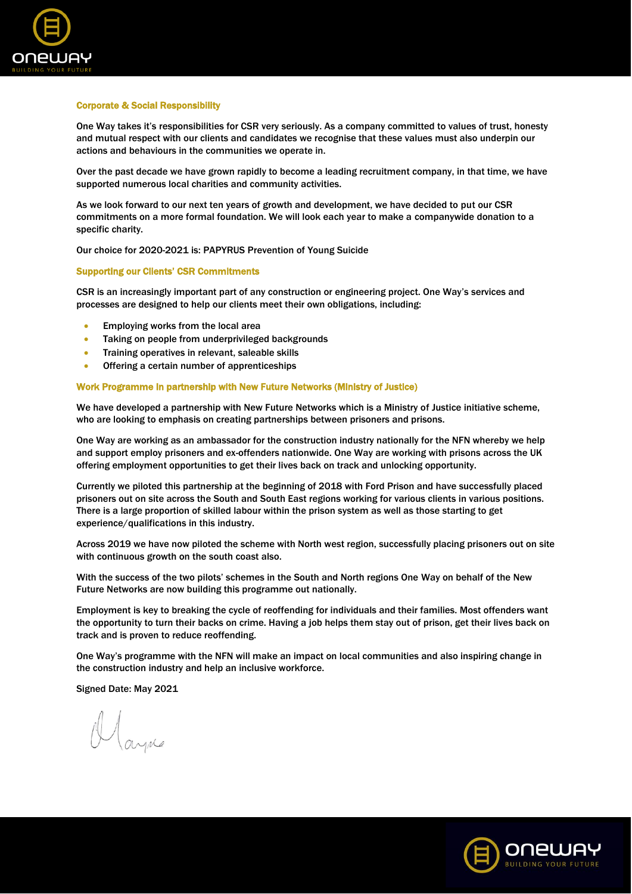## Corporate & Social Responsibility

One Way takes it's responsibilities for CSR very seriously. As a company committed to values of trust, honesty and mutual respect with our clients and candidates we recognise that these values must also underpin our actions and behaviours in the communities we operate in.

Over the past decade we have grown rapidly to become a leading recruitment company, in that time, we have supported numerous local charities and community activities.

As we look forward to our next ten years of growth and development, we have decided to put our CSR commitments on a more formal foundation. We will look each year to make a companywide donation to a specific charity.

Our choice for 2020-2021 is: PAPYRUS Prevention of Young Suicide

## Supporting our Clients' CSR Commitments

CSR is an increasingly important part of any construction or engineering project. One Way's services and processes are designed to help our clients meet their own obligations, including:

- Employing works from the local area
- Taking on people from underprivileged backgrounds
- Training operatives in relevant, saleable skills
- Offering a certain number of apprenticeships

## Work Programme in partnership with New Future Networks (Ministry of Justice)

We have developed a partnership with New Future Networks which is a Ministry of Justice initiative scheme, who are looking to emphasis on creating partnerships between prisoners and prisons.

One Way are working as an ambassador for the construction industry nationally for the NFN whereby we help and support employ prisoners and ex-offenders nationwide. One Way are working with prisons across the UK offering employment opportunities to get their lives back on track and unlocking opportunity.

Currently we piloted this partnership at the beginning of 2018 with Ford Prison and have successfully placed prisoners out on site across the South and South East regions working for various clients in various positions. There is a large proportion of skilled labour within the prison system as well as those starting to get experience/qualifications in this industry.

Across 2019 we have now piloted the scheme with North west region, successfully placing prisoners out on site with continuous growth on the south coast also.

With the success of the two pilots' schemes in the South and North regions One Way on behalf of the New Future Networks are now building this programme out nationally.

Employment is key to breaking the cycle of reoffending for individuals and their families. Most offenders want the opportunity to turn their backs on crime. Having a job helps them stay out of prison, get their lives back on track and is proven to reduce reoffending.

One Way's programme with the NFN will make an impact on local communities and also inspiring change in the construction industry and help an inclusive workforce.

Signed Date: May 2021